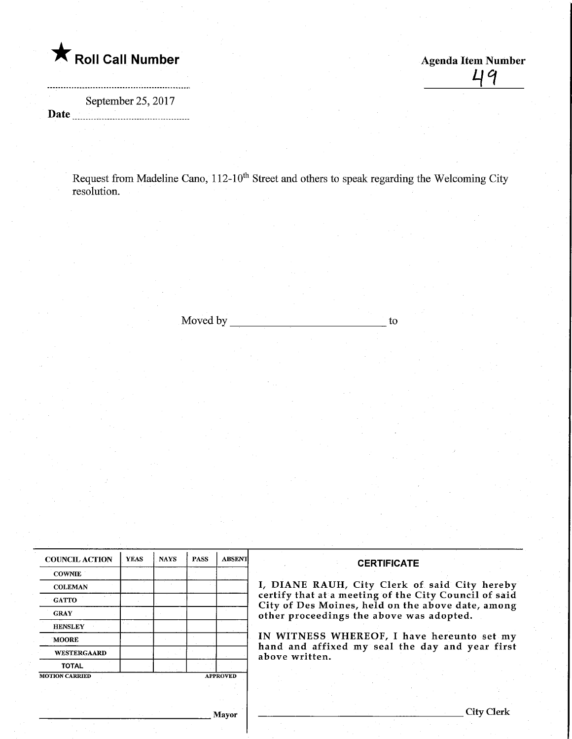★ **Roll Call Number**

Date September 25, 2017

**Agenda Item Number**

49

Request from Madeline Cano, 112-10th Street and others to speak regarding the Welcoming City resolution.

Moved by ____________________________ to

| COUNCIL ACTION | YEAS | NAYS | PASS | ABSENT |
|---|---|---|---|---|
| COWNIE | | | | |
| COLEMAN | | | | |
| GATTO | | | | |
| GRAY | | | | |
| HENSLEY | | | | |
| MOORE | | | | |
| WESTERGAARD | | | | |
| TOTAL | | | | |

MOTION CARRIED APPROVED

______________________________ Mayor

**CERTIFICATE**

I, DIANE RAUH, City Clerk of said City hereby certify that at a meeting of the City Council of said City of Des Moines, held on the above date, among other proceedings the above was adopted.

IN WITNESS WHEREOF, I have hereunto set my hand and affixed my seal the day and year first above written.

______________________________ City Clerk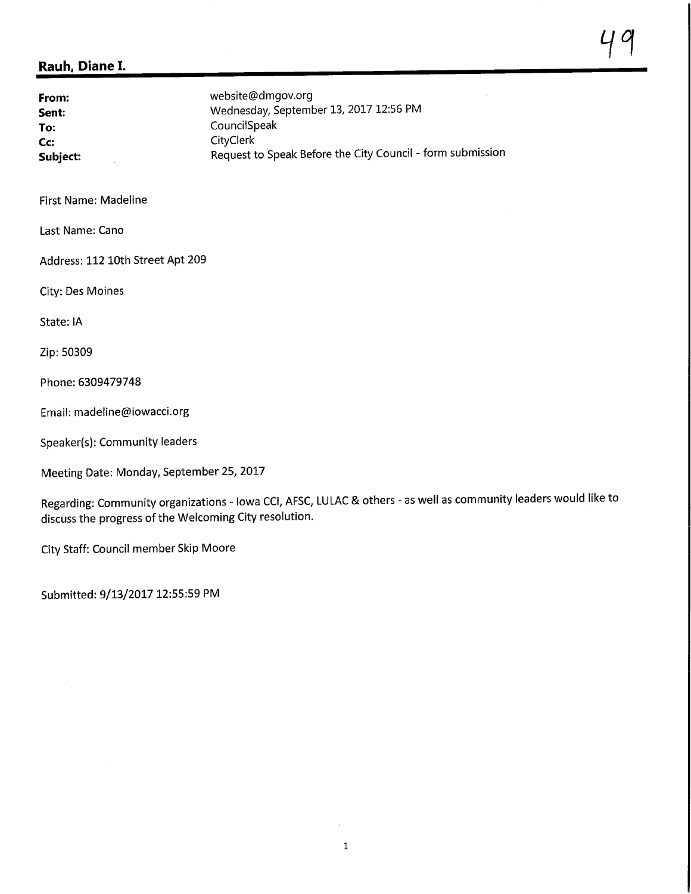49

## Rauh, Diane I.

| | |
|---|---|
| **From:** | website@dmgov.org |
| **Sent:** | Wednesday, September 13, 2017 12:56 PM |
| **To:** | CouncilSpeak |
| **Cc:** | CityClerk |
| **Subject:** | Request to Speak Before the City Council - form submission |

First Name: Madeline

Last Name: Cano

Address: 112 10th Street Apt 209

City: Des Moines

State: IA

Zip: 50309

Phone: 6309479748

Email: madeline@iowacci.org

Speaker(s): Community leaders

Meeting Date: Monday, September 25, 2017

Regarding: Community organizations - Iowa CCI, AFSC, LULAC & others - as well as community leaders would like to discuss the progress of the Welcoming City resolution.

City Staff: Council member Skip Moore

Submitted: 9/13/2017 12:55:59 PM